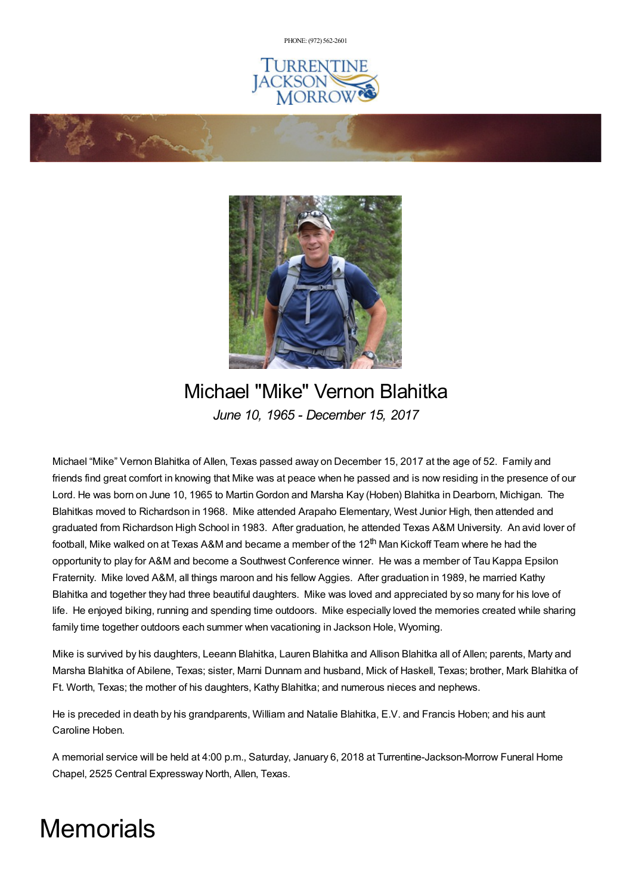PHONE: (972) 562-2601

TURRENTINE JACKSON MORROW

# Michael "Mike" Vernon Blahitka

*June 10, 1965 - December 15, 2017*

Michael "Mike" Vernon Blahitka of Allen, Texas passed away on December 15, 2017 at the age of 52. Family and friends find great comfort in knowing that Mike was at peace when he passed and is now residing in the presence of our Lord. He was born on June 10, 1965 to Martin Gordon and Marsha Kay (Hoben) Blahitka in Dearborn, Michigan. The Blahitkas moved to Richardson in 1968. Mike attended Arapaho Elementary, West Junior High, then attended and graduated from Richardson High School in 1983. After graduation, he attended Texas A&M University. An avid lover of football, Mike walked on at Texas A&M and became a member of the 12th Man Kickoff Team where he had the opportunity to play for A&M and become a Southwest Conference winner. He was a member of Tau Kappa Epsilon Fraternity. Mike loved A&M, all things maroon and his fellow Aggies. After graduation in 1989, he married Kathy Blahitka and together they had three beautiful daughters. Mike was loved and appreciated by so many for his love of life. He enjoyed biking, running and spending time outdoors. Mike especially loved the memories created while sharing family time together outdoors each summer when vacationing in Jackson Hole, Wyoming.

Mike is survived by his daughters, Leeann Blahitka, Lauren Blahitka and Allison Blahitka all of Allen; parents, Marty and Marsha Blahitka of Abilene, Texas; sister, Marni Dunnam and husband, Mick of Haskell, Texas; brother, Mark Blahitka of Ft. Worth, Texas; the mother of his daughters, Kathy Blahitka; and numerous nieces and nephews.

He is preceded in death by his grandparents, William and Natalie Blahitka, E.V. and Francis Hoben; and his aunt Caroline Hoben.

A memorial service will be held at 4:00 p.m., Saturday, January 6, 2018 at Turrentine-Jackson-Morrow Funeral Home Chapel, 2525 Central Expressway North, Allen, Texas.

# Memorials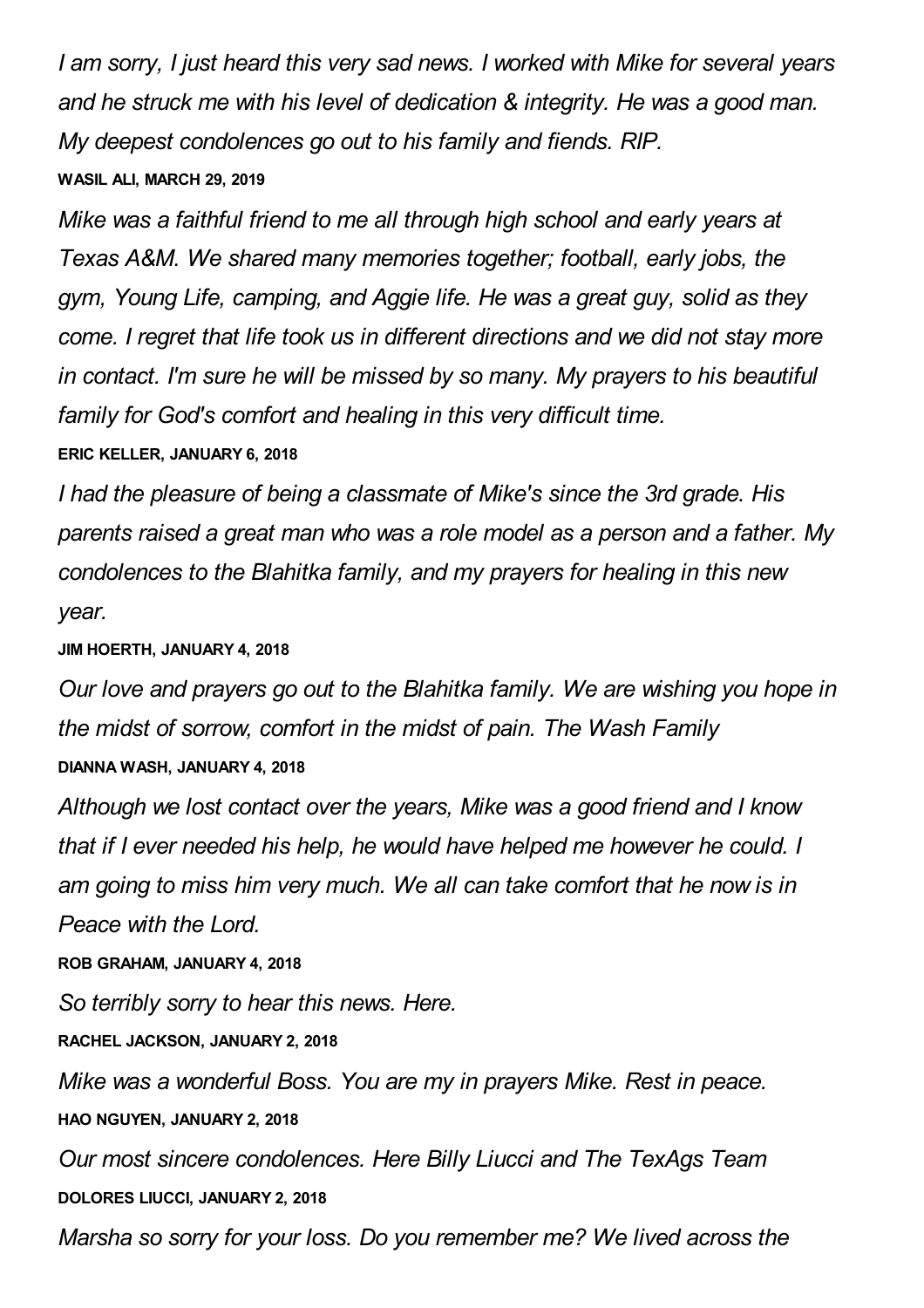*I am sorry, I just heard this very sad news. I worked with Mike for several years and he struck me with his level of dedication & integrity. He was a good man. My deepest condolences go out to his family and fiends. RIP.*

**WASIL ALI, MARCH 29, 2019**

*Mike was a faithful friend to me all through high school and early years at Texas A&M. We shared many memories together; football, early jobs, the gym, Young Life, camping, and Aggie life. He was a great guy, solid as they come. I regret that life took us in different directions and we did not stay more in contact. I'm sure he will be missed by so many. My prayers to his beautiful family for God's comfort and healing in this very difficult time.*

**ERIC KELLER, JANUARY 6, 2018**

*I had the pleasure of being a classmate of Mike's since the 3rd grade. His parents raised a great man who was a role model as a person and a father. My condolences to the Blahitka family, and my prayers for healing in this new year.*

**JIM HOERTH, JANUARY 4, 2018**

*Our love and prayers go out to the Blahitka family. We are wishing you hope in the midst of sorrow, comfort in the midst of pain. The Wash Family*

**DIANNA WASH, JANUARY 4, 2018**

*Although we lost contact over the years, Mike was a good friend and I know that if I ever needed his help, he would have helped me however he could. I am going to miss him very much. We all can take comfort that he now is in Peace with the Lord.*

**ROB GRAHAM, JANUARY 4, 2018**

*So terribly sorry to hear this news. Here.*

**RACHEL JACKSON, JANUARY 2, 2018**

*Mike was a wonderful Boss. You are my in prayers Mike. Rest in peace.*

**HAO NGUYEN, JANUARY 2, 2018**

*Our most sincere condolences. Here Billy Liucci and The TexAgs Team*

**DOLORES LIUCCI, JANUARY 2, 2018**

*Marsha so sorry for your loss. Do you remember me? We lived across the*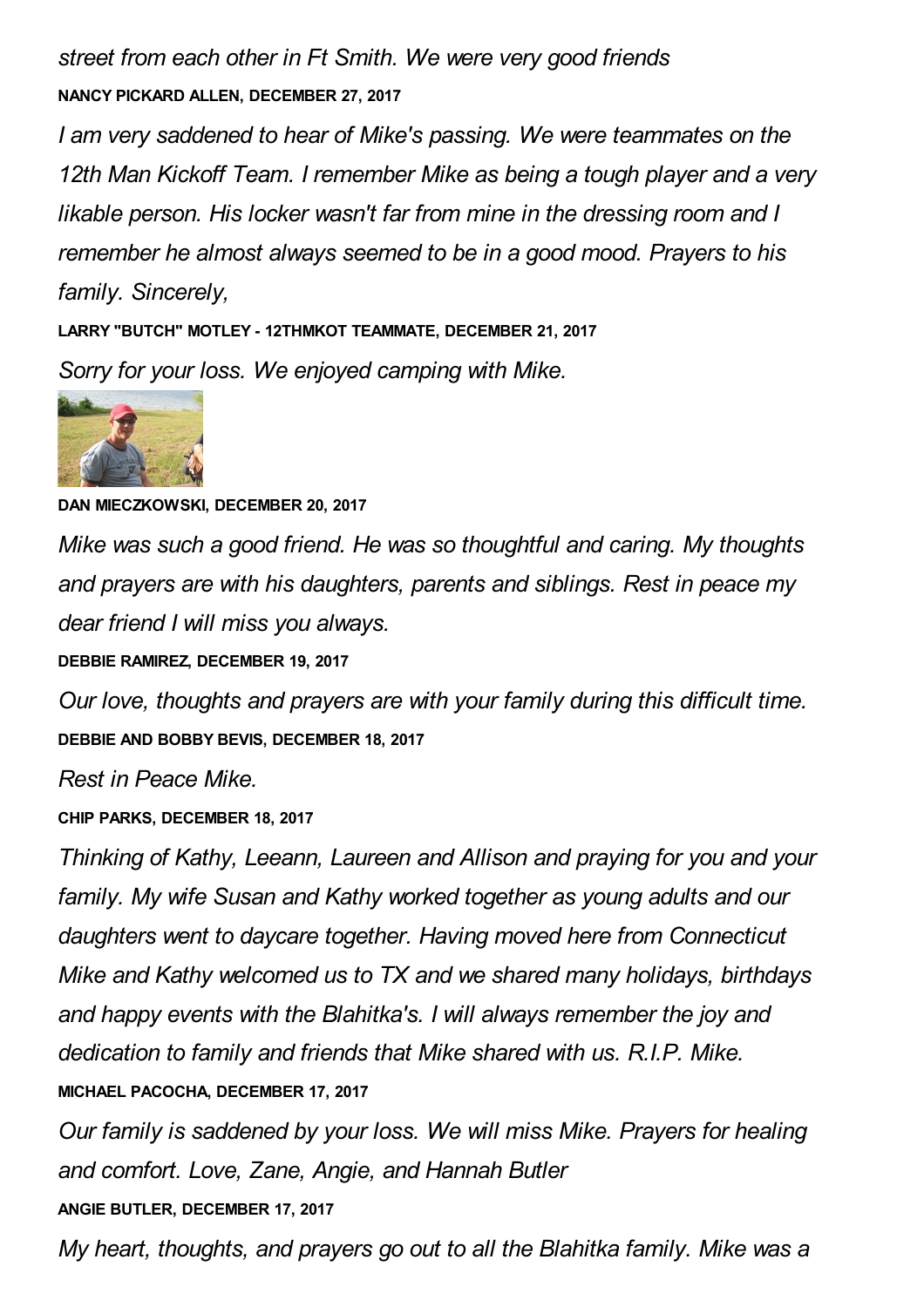*street from each other in Ft Smith. We were very good friends*

**NANCY PICKARD ALLEN, DECEMBER 27, 2017**

*I am very saddened to hear of Mike's passing. We were teammates on the 12th Man Kickoff Team. I remember Mike as being a tough player and a very likable person. His locker wasn't far from mine in the dressing room and I remember he almost always seemed to be in a good mood. Prayers to his family. Sincerely,*

**LARRY "BUTCH" MOTLEY - 12THMKOT TEAMMATE, DECEMBER 21, 2017**

*Sorry for your loss. We enjoyed camping with Mike.*

**DAN MIECZKOWSKI, DECEMBER 20, 2017**

*Mike was such a good friend. He was so thoughtful and caring. My thoughts and prayers are with his daughters, parents and siblings. Rest in peace my dear friend I will miss you always.*

**DEBBIE RAMIREZ, DECEMBER 19, 2017**

*Our love, thoughts and prayers are with your family during this difficult time.*

**DEBBIE AND BOBBY BEVIS, DECEMBER 18, 2017**

*Rest in Peace Mike.*

**CHIP PARKS, DECEMBER 18, 2017**

*Thinking of Kathy, Leeann, Laureen and Allison and praying for you and your family. My wife Susan and Kathy worked together as young adults and our daughters went to daycare together. Having moved here from Connecticut Mike and Kathy welcomed us to TX and we shared many holidays, birthdays and happy events with the Blahitka's. I will always remember the joy and dedication to family and friends that Mike shared with us. R.I.P. Mike.*

**MICHAEL PACOCHA, DECEMBER 17, 2017**

*Our family is saddened by your loss. We will miss Mike. Prayers for healing and comfort. Love, Zane, Angie, and Hannah Butler*

**ANGIE BUTLER, DECEMBER 17, 2017**

*My heart, thoughts, and prayers go out to all the Blahitka family. Mike was a*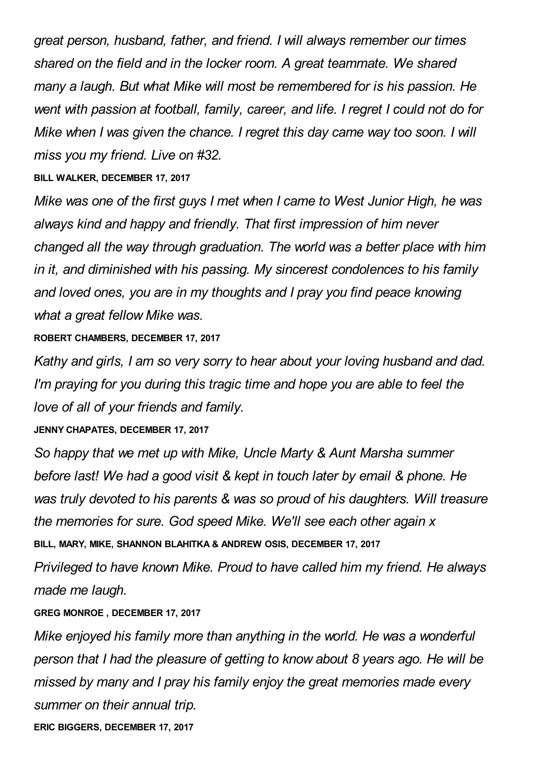*great person, husband, father, and friend. I will always remember our times shared on the field and in the locker room. A great teammate. We shared many a laugh. But what Mike will most be remembered for is his passion. He went with passion at football, family, career, and life. I regret I could not do for Mike when I was given the chance. I regret this day came way too soon. I will miss you my friend. Live on #32.*

**BILL WALKER, DECEMBER 17, 2017**

*Mike was one of the first guys I met when I came to West Junior High, he was always kind and happy and friendly. That first impression of him never changed all the way through graduation. The world was a better place with him in it, and diminished with his passing. My sincerest condolences to his family and loved ones, you are in my thoughts and I pray you find peace knowing what a great fellow Mike was.*

**ROBERT CHAMBERS, DECEMBER 17, 2017**

*Kathy and girls, I am so very sorry to hear about your loving husband and dad. I'm praying for you during this tragic time and hope you are able to feel the love of all of your friends and family.*

**JENNY CHAPATES, DECEMBER 17, 2017**

*So happy that we met up with Mike, Uncle Marty & Aunt Marsha summer before last! We had a good visit & kept in touch later by email & phone. He was truly devoted to his parents & was so proud of his daughters. Will treasure the memories for sure. God speed Mike. We'll see each other again x*

**BILL, MARY, MIKE, SHANNON BLAHITKA & ANDREW OSIS, DECEMBER 17, 2017**

*Privileged to have known Mike. Proud to have called him my friend. He always made me laugh.*

**GREG MONROE , DECEMBER 17, 2017**

*Mike enjoyed his family more than anything in the world. He was a wonderful person that I had the pleasure of getting to know about 8 years ago. He will be missed by many and I pray his family enjoy the great memories made every summer on their annual trip.*

**ERIC BIGGERS, DECEMBER 17, 2017**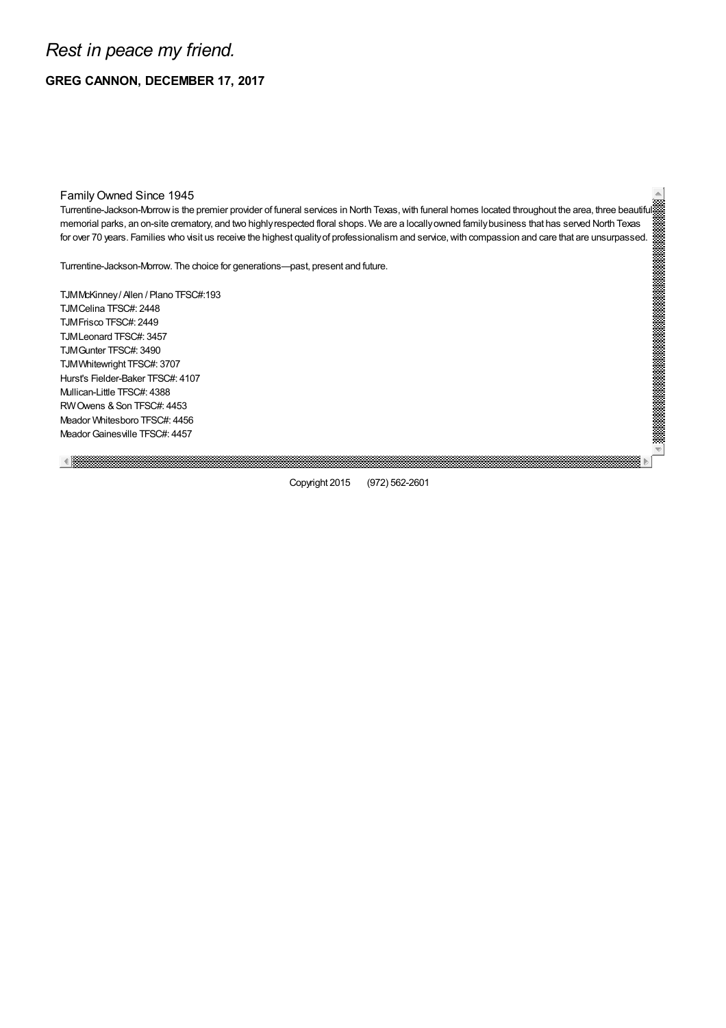*Rest in peace my friend.*

**GREG CANNON, DECEMBER 17, 2017**

Family Owned Since 1945

Turrentine-Jackson-Morrow is the premier provider of funeral services in North Texas, with funeral homes located throughout the area, three beautiful memorial parks, an on-site crematory, and two highly respected floral shops. We are a locally owned family business that has served North Texas for over 70 years. Families who visit us receive the highest quality of professionalism and service, with compassion and care that are unsurpassed.

Turrentine-Jackson-Morrow. The choice for generations—past, present and future.

TJM McKinney / Allen / Plano TFSC#:193
TJM Celina TFSC#: 2448
TJM Frisco TFSC#: 2449
TJM Leonard TFSC#: 3457
TJM Gunter TFSC#: 3490
TJM Whitewright TFSC#: 3707
Hurst's Fielder-Baker TFSC#: 4107
Mullican-Little TFSC#: 4388
RW Owens & Son TFSC#: 4453
Meador Whitesboro TFSC#: 4456
Meador Gainesville TFSC#: 4457

Copyright 2015 (972) 562-2601